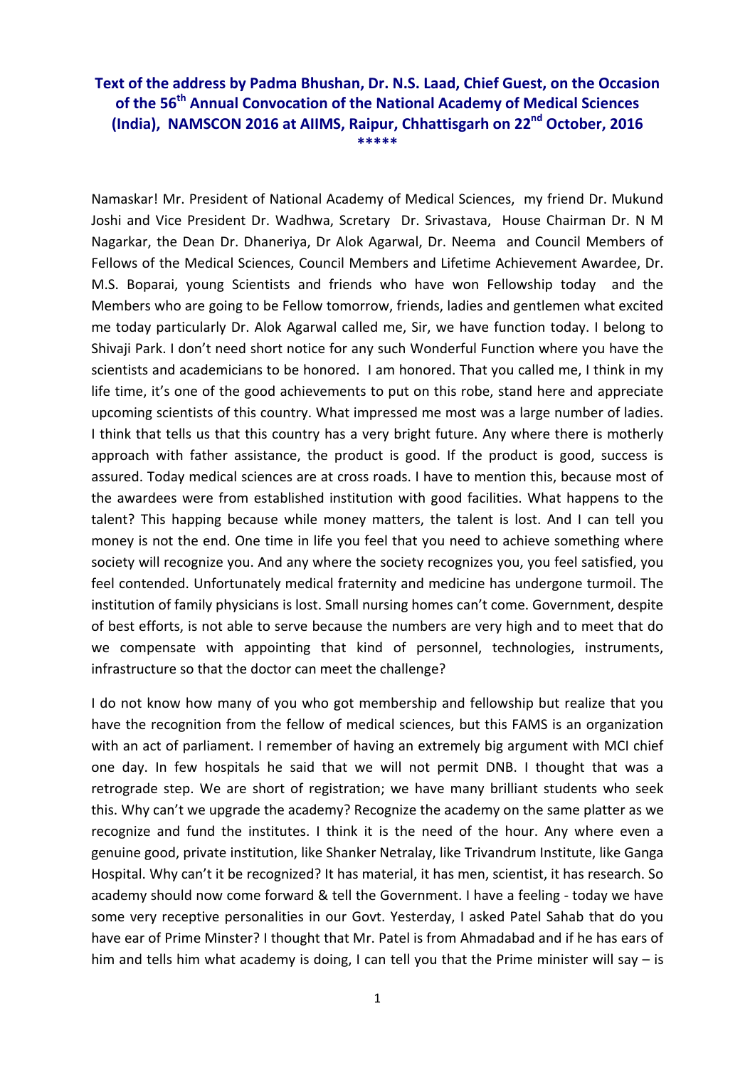**Text of the address by Padma Bhushan, Dr. N.S. Laad, Chief Guest, on the Occasion of the 56th Annual Convocation of the National Academy of Medical Sciences (India), NAMSCON 2016 at AIIMS, Raipur, Chhattisgarh on 22nd October, 2016**

\*\*\*\*\*

Namaskar! Mr. President of National Academy of Medical Sciences, my friend Dr. Mukund Joshi and Vice President Dr. Wadhwa, Scretary Dr. Srivastava, House Chairman Dr. N M Nagarkar, the Dean Dr. Dhaneriya, Dr Alok Agarwal, Dr. Neema and Council Members of Fellows of the Medical Sciences, Council Members and Lifetime Achievement Awardee, Dr. M.S. Boparai, young Scientists and friends who have won Fellowship today and the Members who are going to be Fellow tomorrow, friends, ladies and gentlemen what excited me today particularly Dr. Alok Agarwal called me, Sir, we have function today. I belong to Shivaji Park. I don't need short notice for any such Wonderful Function where you have the scientists and academicians to be honored. I am honored. That you called me, I think in my life time, it's one of the good achievements to put on this robe, stand here and appreciate upcoming scientists of this country. What impressed me most was a large number of ladies. I think that tells us that this country has a very bright future. Any where there is motherly approach with father assistance, the product is good. If the product is good, success is assured. Today medical sciences are at cross roads. I have to mention this, because most of the awardees were from established institution with good facilities. What happens to the talent? This happing because while money matters, the talent is lost. And I can tell you money is not the end. One time in life you feel that you need to achieve something where society will recognize you. And any where the society recognizes you, you feel satisfied, you feel contended. Unfortunately medical fraternity and medicine has undergone turmoil. The institution of family physicians is lost. Small nursing homes can't come. Government, despite of best efforts, is not able to serve because the numbers are very high and to meet that do we compensate with appointing that kind of personnel, technologies, instruments, infrastructure so that the doctor can meet the challenge?

I do not know how many of you who got membership and fellowship but realize that you have the recognition from the fellow of medical sciences, but this FAMS is an organization with an act of parliament. I remember of having an extremely big argument with MCI chief one day. In few hospitals he said that we will not permit DNB. I thought that was a retrograde step. We are short of registration; we have many brilliant students who seek this. Why can't we upgrade the academy? Recognize the academy on the same platter as we recognize and fund the institutes. I think it is the need of the hour. Any where even a genuine good, private institution, like Shanker Netralay, like Trivandrum Institute, like Ganga Hospital. Why can't it be recognized? It has material, it has men, scientist, it has research. So academy should now come forward & tell the Government. I have a feeling - today we have some very receptive personalities in our Govt. Yesterday, I asked Patel Sahab that do you have ear of Prime Minster? I thought that Mr. Patel is from Ahmadabad and if he has ears of him and tells him what academy is doing, I can tell you that the Prime minister will say – is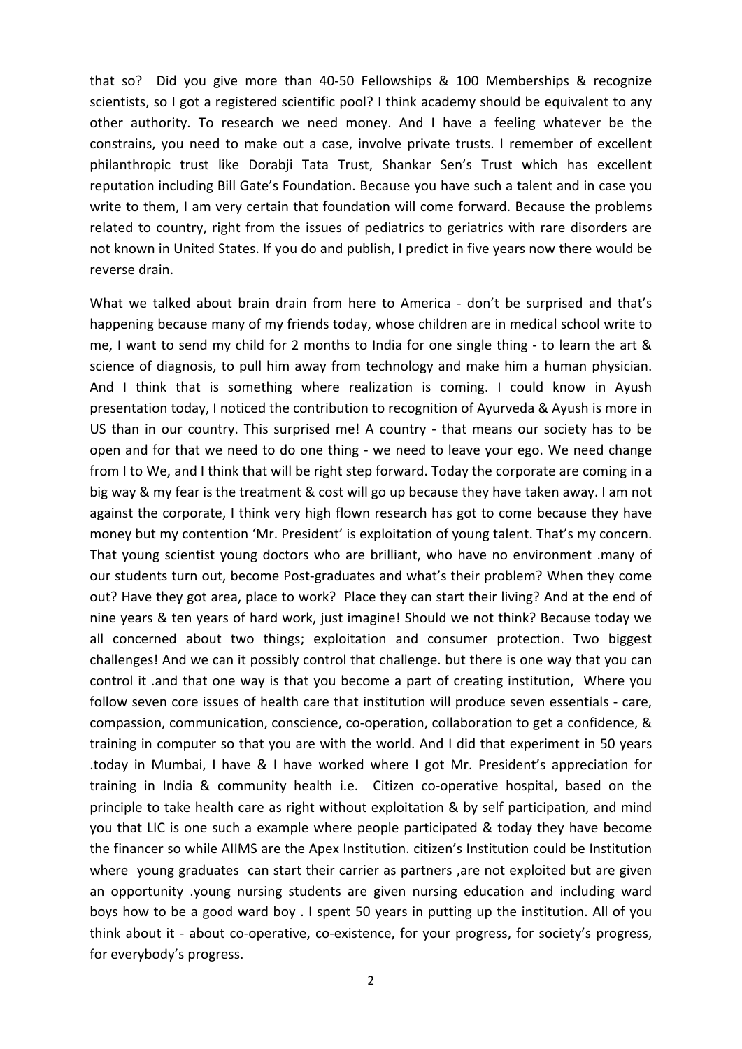that so? Did you give more than 40-50 Fellowships & 100 Memberships & recognize scientists, so I got a registered scientific pool? I think academy should be equivalent to any other authority. To research we need money. And I have a feeling whatever be the constrains, you need to make out a case, involve private trusts. I remember of excellent philanthropic trust like Dorabji Tata Trust, Shankar Sen's Trust which has excellent reputation including Bill Gate's Foundation. Because you have such a talent and in case you write to them, I am very certain that foundation will come forward. Because the problems related to country, right from the issues of pediatrics to geriatrics with rare disorders are not known in United States. If you do and publish, I predict in five years now there would be reverse drain.

What we talked about brain drain from here to America - don't be surprised and that's happening because many of my friends today, whose children are in medical school write to me, I want to send my child for 2 months to India for one single thing - to learn the art & science of diagnosis, to pull him away from technology and make him a human physician. And I think that is something where realization is coming. I could know in Ayush presentation today, I noticed the contribution to recognition of Ayurveda & Ayush is more in US than in our country. This surprised me! A country - that means our society has to be open and for that we need to do one thing - we need to leave your ego. We need change from I to We, and I think that will be right step forward. Today the corporate are coming in a big way & my fear is the treatment & cost will go up because they have taken away. I am not against the corporate, I think very high flown research has got to come because they have money but my contention 'Mr. President' is exploitation of young talent. That's my concern. That young scientist young doctors who are brilliant, who have no environment .many of our students turn out, become Post-graduates and what's their problem? When they come out? Have they got area, place to work? Place they can start their living? And at the end of nine years & ten years of hard work, just imagine! Should we not think? Because today we all concerned about two things; exploitation and consumer protection. Two biggest challenges! And we can it possibly control that challenge. but there is one way that you can control it .and that one way is that you become a part of creating institution, Where you follow seven core issues of health care that institution will produce seven essentials - care, compassion, communication, conscience, co-operation, collaboration to get a confidence, & training in computer so that you are with the world. And I did that experiment in 50 years .today in Mumbai, I have & I have worked where I got Mr. President's appreciation for training in India & community health i.e. Citizen co-operative hospital, based on the principle to take health care as right without exploitation & by self participation, and mind you that LIC is one such a example where people participated & today they have become the financer so while AIIMS are the Apex Institution. citizen's Institution could be Institution where young graduates can start their carrier as partners ,are not exploited but are given an opportunity .young nursing students are given nursing education and including ward boys how to be a good ward boy . I spent 50 years in putting up the institution. All of you think about it - about co-operative, co-existence, for your progress, for society's progress, for everybody's progress.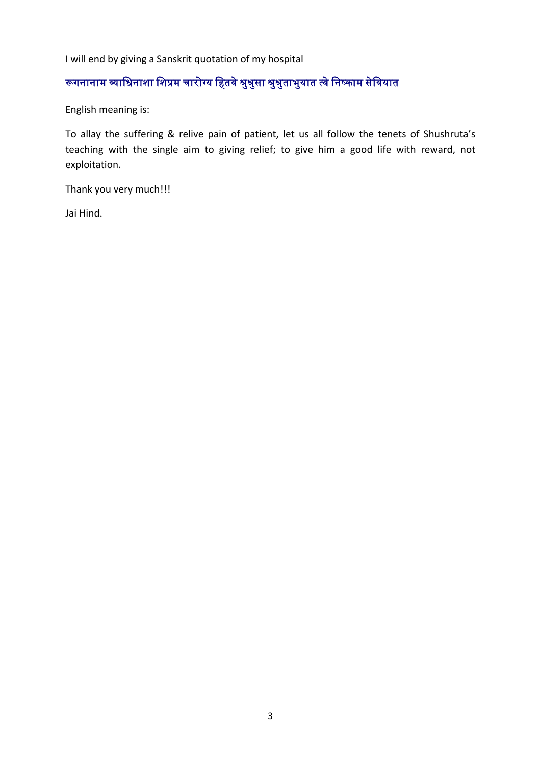I will end by giving a Sanskrit quotation of my hospital

रूग्नानाम व्याधिनाशा शिप्रम चारोग्य हितवे श्रुश्रुसा श्रुश्रुताभुयात त्वे निष्काम सेवियात

English meaning is:

To allay the suffering & relive pain of patient, let us all follow the tenets of Shushruta's teaching with the single aim to giving relief; to give him a good life with reward, not exploitation.

Thank you very much!!!

Jai Hind.